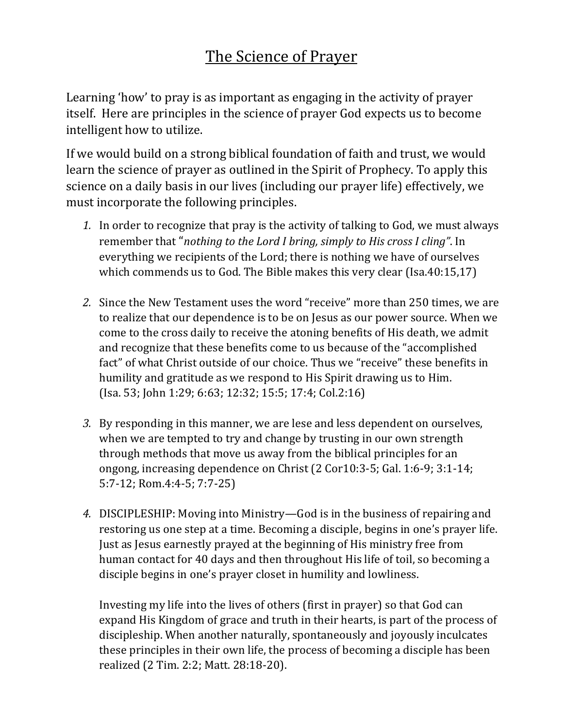# The Science of Prayer

Learning 'how' to pray is as important as engaging in the activity of prayer itself. Here are principles in the science of prayer God expects us to become intelligent how to utilize.

If we would build on a strong biblical foundation of faith and trust, we would learn the science of prayer as outlined in the Spirit of Prophecy. To apply this science on a daily basis in our lives (including our prayer life) effectively, we must incorporate the following principles.

1. In order to recognize that pray is the activity of talking to God, we must always remember that "*nothing to the Lord I bring, simply to His cross I cling*". In everything we recipients of the Lord; there is nothing we have of ourselves which commends us to God. The Bible makes this very clear (Isa.40:15,17)

2. Since the New Testament uses the word "receive" more than 250 times, we are to realize that our dependence is to be on Jesus as our power source. When we come to the cross daily to receive the atoning benefits of His death, we admit and recognize that these benefits come to us because of the "accomplished fact" of what Christ outside of our choice. Thus we "receive" these benefits in humility and gratitude as we respond to His Spirit drawing us to Him. (Isa. 53; John 1:29; 6:63; 12:32; 15:5; 17:4; Col.2:16)

3. By responding in this manner, we are lese and less dependent on ourselves, when we are tempted to try and change by trusting in our own strength through methods that move us away from the biblical principles for an ongong, increasing dependence on Christ (2 Cor10:3-5; Gal. 1:6-9; 3:1-14; 5:7-12; Rom.4:4-5; 7:7-25)

4. DISCIPLESHIP: Moving into Ministry—God is in the business of repairing and restoring us one step at a time. Becoming a disciple, begins in one's prayer life. Just as Jesus earnestly prayed at the beginning of His ministry free from human contact for 40 days and then throughout His life of toil, so becoming a disciple begins in one's prayer closet in humility and lowliness.

   Investing my life into the lives of others (first in prayer) so that God can expand His Kingdom of grace and truth in their hearts, is part of the process of discipleship. When another naturally, spontaneously and joyously inculcates these principles in their own life, the process of becoming a disciple has been realized (2 Tim. 2:2; Matt. 28:18-20).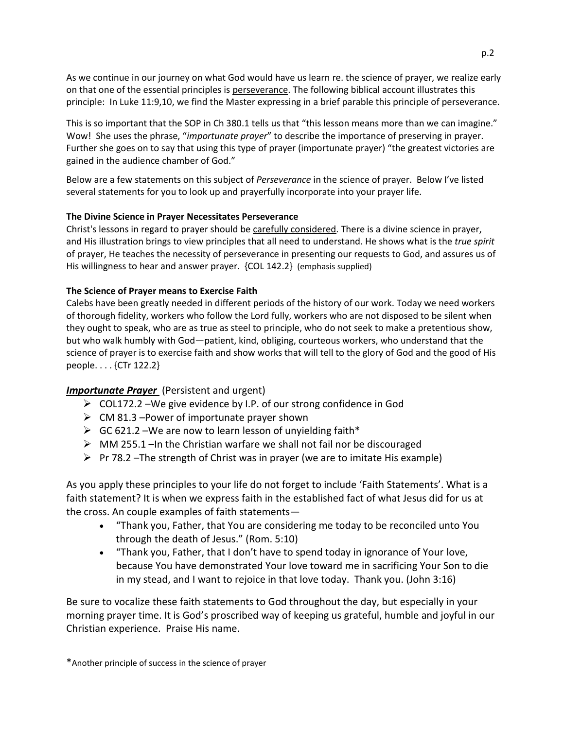As we continue in our journey on what God would have us learn re. the science of prayer, we realize early on that one of the essential principles is <u>perseverance</u>. The following biblical account illustrates this principle: In Luke 11:9,10, we find the Master expressing in a brief parable this principle of perseverance.

This is so important that the SOP in Ch 380.1 tells us that "this lesson means more than we can imagine." Wow! She uses the phrase, "*importunate prayer*" to describe the importance of preserving in prayer. Further she goes on to say that using this type of prayer (importunate prayer) "the greatest victories are gained in the audience chamber of God."

Below are a few statements on this subject of *Perseverance* in the science of prayer. Below I've listed several statements for you to look up and prayerfully incorporate into your prayer life.

**The Divine Science in Prayer Necessitates Perseverance**
Christ's lessons in regard to prayer should be <u>carefully considered</u>. There is a divine science in prayer, and His illustration brings to view principles that all need to understand. He shows what is the *true spirit* of prayer, He teaches the necessity of perseverance in presenting our requests to God, and assures us of His willingness to hear and answer prayer. {COL 142.2} (emphasis supplied)

**The Science of Prayer means to Exercise Faith**
Calebs have been greatly needed in different periods of the history of our work. Today we need workers of thorough fidelity, workers who follow the Lord fully, workers who are not disposed to be silent when they ought to speak, who are as true as steel to principle, who do not seek to make a pretentious show, but who walk humbly with God—patient, kind, obliging, courteous workers, who understand that the science of prayer is to exercise faith and show works that will tell to the glory of God and the good of His people. . . . {CTr 122.2}

***<u>Importunate Prayer</u>*** (Persistent and urgent)

- COL172.2 –We give evidence by I.P. of our strong confidence in God
- CM 81.3 –Power of importunate prayer shown
- GC 621.2 –We are now to learn lesson of unyielding faith*
- MM 255.1 –In the Christian warfare we shall not fail nor be discouraged
- Pr 78.2 –The strength of Christ was in prayer (we are to imitate His example)

As you apply these principles to your life do not forget to include 'Faith Statements'. What is a faith statement? It is when we express faith in the established fact of what Jesus did for us at the cross. An couple examples of faith statements—

- "Thank you, Father, that You are considering me today to be reconciled unto You through the death of Jesus." (Rom. 5:10)
- "Thank you, Father, that I don't have to spend today in ignorance of Your love, because You have demonstrated Your love toward me in sacrificing Your Son to die in my stead, and I want to rejoice in that love today. Thank you. (John 3:16)

Be sure to vocalize these faith statements to God throughout the day, but especially in your morning prayer time. It is God's proscribed way of keeping us grateful, humble and joyful in our Christian experience. Praise His name.

*Another principle of success in the science of prayer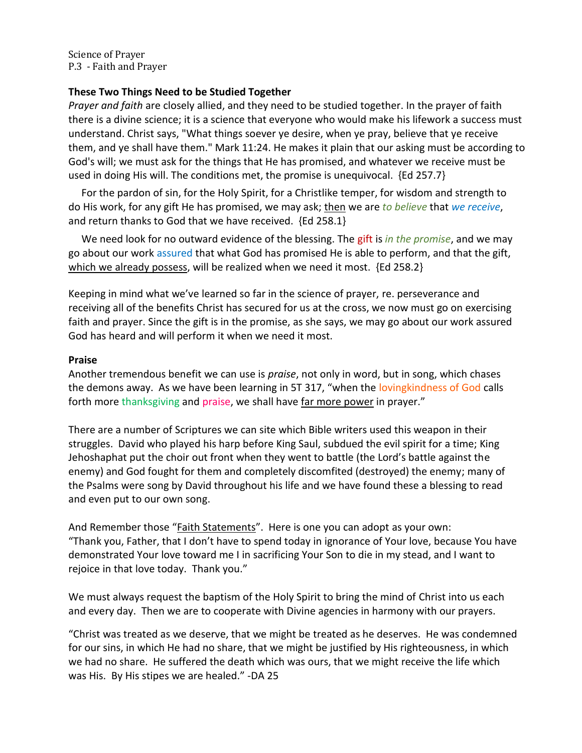Science of Prayer
P.3 - Faith and Prayer

**These Two Things Need to be Studied Together**

*Prayer and faith* are closely allied, and they need to be studied together. In the prayer of faith there is a divine science; it is a science that everyone who would make his lifework a success must understand. Christ says, "What things soever ye desire, when ye pray, believe that ye receive them, and ye shall have them." Mark 11:24. He makes it plain that our asking must be according to God's will; we must ask for the things that He has promised, and whatever we receive must be used in doing His will. The conditions met, the promise is unequivocal. {Ed 257.7}

For the pardon of sin, for the Holy Spirit, for a Christlike temper, for wisdom and strength to do His work, for any gift He has promised, we may ask; then we are *to believe* that *we receive*, and return thanks to God that we have received. {Ed 258.1}

We need look for no outward evidence of the blessing. The gift is *in the promise*, and we may go about our work assured that what God has promised He is able to perform, and that the gift, which we already possess, will be realized when we need it most. {Ed 258.2}

Keeping in mind what we've learned so far in the science of prayer, re. perseverance and receiving all of the benefits Christ has secured for us at the cross, we now must go on exercising faith and prayer. Since the gift is in the promise, as she says, we may go about our work assured God has heard and will perform it when we need it most.

**Praise**

Another tremendous benefit we can use is *praise*, not only in word, but in song, which chases the demons away. As we have been learning in 5T 317, "when the lovingkindness of God calls forth more thanksgiving and praise, we shall have far more power in prayer."

There are a number of Scriptures we can site which Bible writers used this weapon in their struggles. David who played his harp before King Saul, subdued the evil spirit for a time; King Jehoshaphat put the choir out front when they went to battle (the Lord's battle against the enemy) and God fought for them and completely discomfited (destroyed) the enemy; many of the Psalms were song by David throughout his life and we have found these a blessing to read and even put to our own song.

And Remember those "Faith Statements". Here is one you can adopt as your own:
"Thank you, Father, that I don't have to spend today in ignorance of Your love, because You have demonstrated Your love toward me I in sacrificing Your Son to die in my stead, and I want to rejoice in that love today. Thank you."

We must always request the baptism of the Holy Spirit to bring the mind of Christ into us each and every day. Then we are to cooperate with Divine agencies in harmony with our prayers.

"Christ was treated as we deserve, that we might be treated as he deserves. He was condemned for our sins, in which He had no share, that we might be justified by His righteousness, in which we had no share. He suffered the death which was ours, that we might receive the life which was His. By His stipes we are healed." -DA 25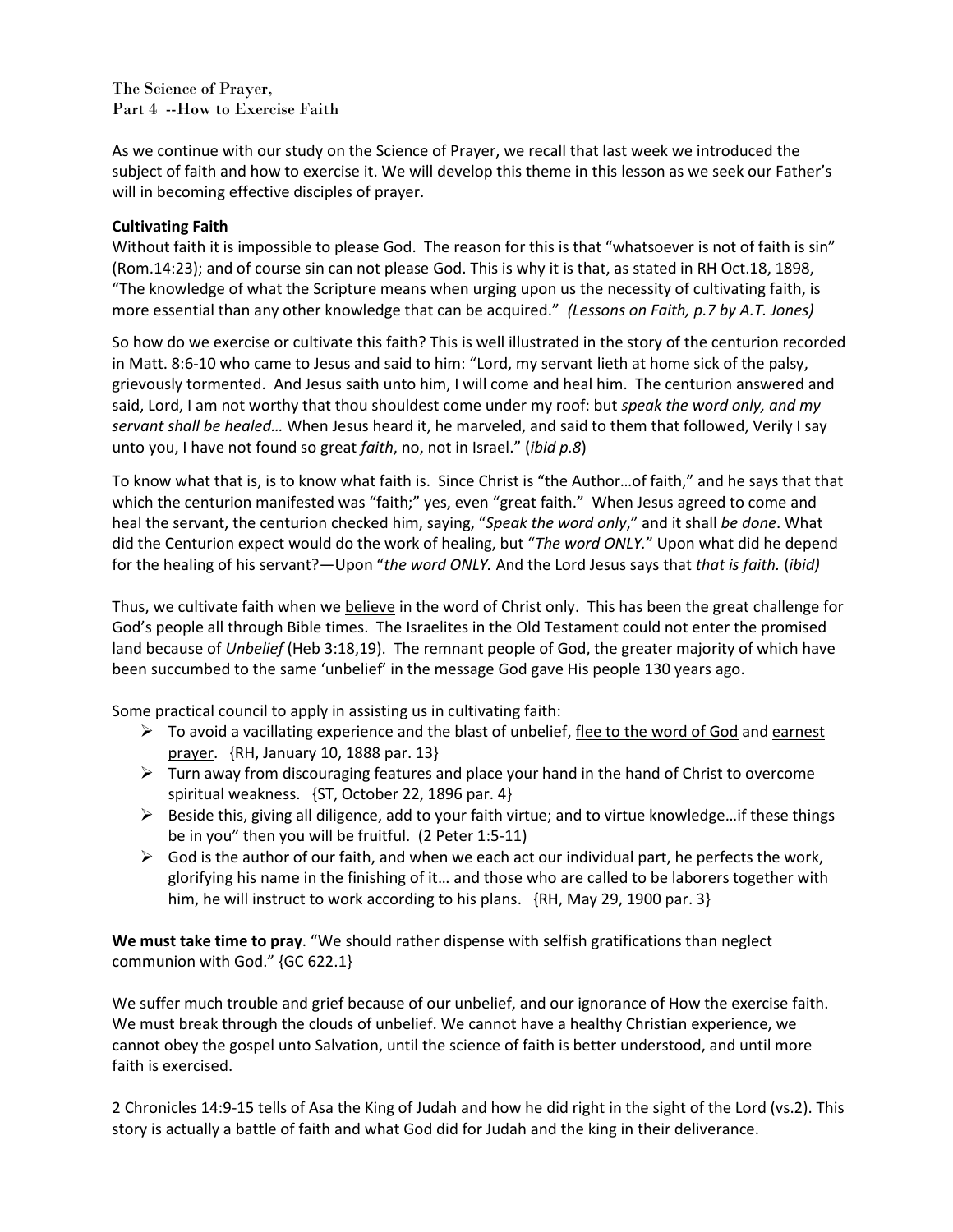The Science of Prayer,
Part 4 --How to Exercise Faith

As we continue with our study on the Science of Prayer, we recall that last week we introduced the subject of faith and how to exercise it. We will develop this theme in this lesson as we seek our Father's will in becoming effective disciples of prayer.

**Cultivating Faith**
Without faith it is impossible to please God. The reason for this is that "whatsoever is not of faith is sin" (Rom.14:23); and of course sin can not please God. This is why it is that, as stated in RH Oct.18, 1898, "The knowledge of what the Scripture means when urging upon us the necessity of cultivating faith, is more essential than any other knowledge that can be acquired." *(Lessons on Faith, p.7 by A.T. Jones)*

So how do we exercise or cultivate this faith? This is well illustrated in the story of the centurion recorded in Matt. 8:6-10 who came to Jesus and said to him: "Lord, my servant lieth at home sick of the palsy, grievously tormented. And Jesus saith unto him, I will come and heal him. The centurion answered and said, Lord, I am not worthy that thou shouldest come under my roof: but *speak the word only, and my servant shall be healed…* When Jesus heard it, he marveled, and said to them that followed, Verily I say unto you, I have not found so great *faith*, no, not in Israel." (*ibid p.8*)

To know what that is, is to know what faith is. Since Christ is "the Author…of faith," and he says that that which the centurion manifested was "faith;" yes, even "great faith." When Jesus agreed to come and heal the servant, the centurion checked him, saying, "*Speak the word only*," and it shall *be done*. What did the Centurion expect would do the work of healing, but "*The word ONLY.*" Upon what did he depend for the healing of his servant?—Upon "*the word ONLY.* And the Lord Jesus says that *that is faith.* (*ibid)*

Thus, we cultivate faith when we <u>believe</u> in the word of Christ only. This has been the great challenge for God's people all through Bible times. The Israelites in the Old Testament could not enter the promised land because of *Unbelief* (Heb 3:18,19). The remnant people of God, the greater majority of which have been succumbed to the same 'unbelief' in the message God gave His people 130 years ago.

Some practical council to apply in assisting us in cultivating faith:

- To avoid a vacillating experience and the blast of unbelief, <u>flee to the word of God</u> and <u>earnest prayer</u>. {RH, January 10, 1888 par. 13}
- Turn away from discouraging features and place your hand in the hand of Christ to overcome spiritual weakness. {ST, October 22, 1896 par. 4}
- Beside this, giving all diligence, add to your faith virtue; and to virtue knowledge…if these things be in you" then you will be fruitful. (2 Peter 1:5-11)
- God is the author of our faith, and when we each act our individual part, he perfects the work, glorifying his name in the finishing of it… and those who are called to be laborers together with him, he will instruct to work according to his plans. {RH, May 29, 1900 par. 3}

**We must take time to pray**. "We should rather dispense with selfish gratifications than neglect communion with God." {GC 622.1}

We suffer much trouble and grief because of our unbelief, and our ignorance of How the exercise faith. We must break through the clouds of unbelief. We cannot have a healthy Christian experience, we cannot obey the gospel unto Salvation, until the science of faith is better understood, and until more faith is exercised.

2 Chronicles 14:9-15 tells of Asa the King of Judah and how he did right in the sight of the Lord (vs.2). This story is actually a battle of faith and what God did for Judah and the king in their deliverance.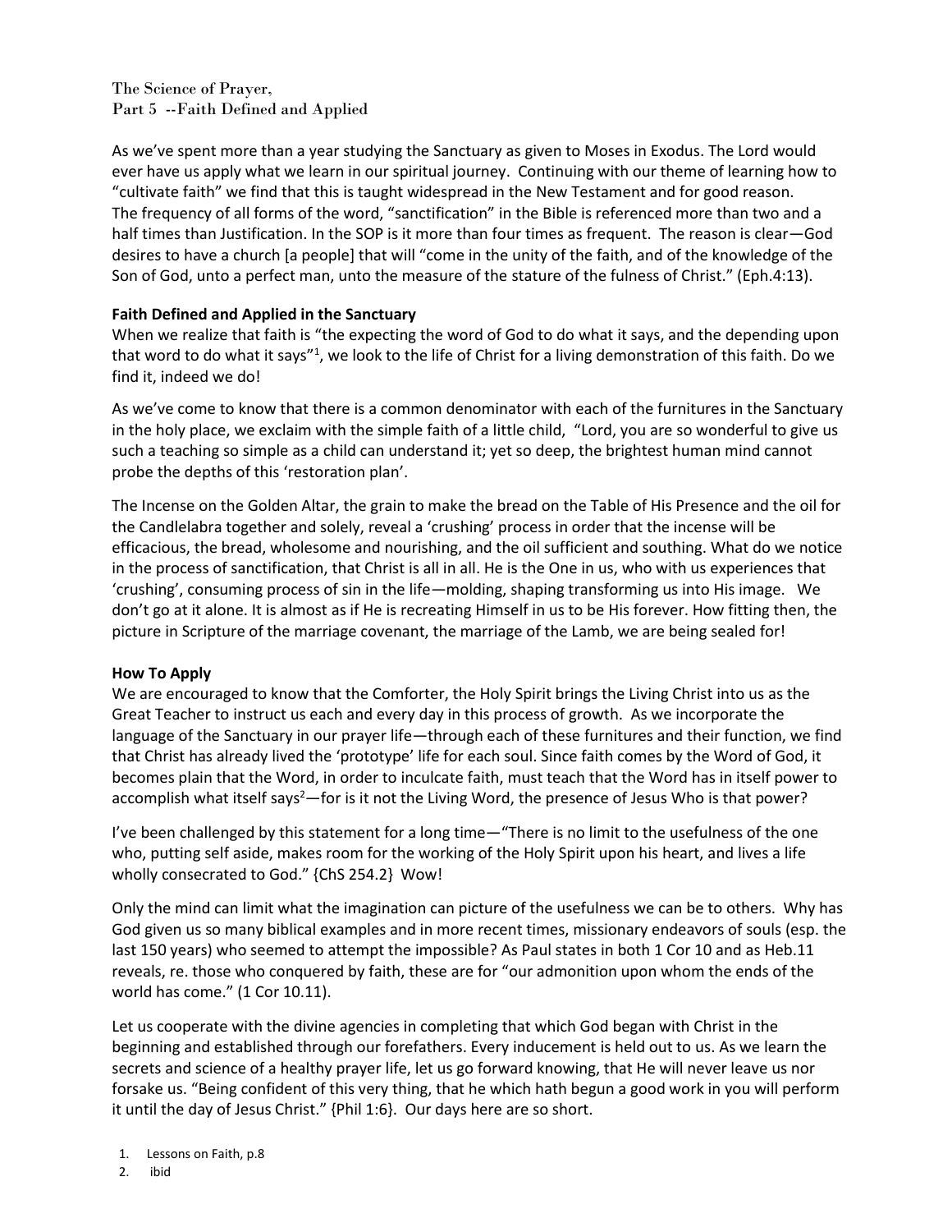The Science of Prayer,
Part 5 --Faith Defined and Applied

As we've spent more than a year studying the Sanctuary as given to Moses in Exodus. The Lord would ever have us apply what we learn in our spiritual journey. Continuing with our theme of learning how to "cultivate faith" we find that this is taught widespread in the New Testament and for good reason. The frequency of all forms of the word, "sanctification" in the Bible is referenced more than two and a half times than Justification. In the SOP is it more than four times as frequent. The reason is clear—God desires to have a church [a people] that will "come in the unity of the faith, and of the knowledge of the Son of God, unto a perfect man, unto the measure of the stature of the fulness of Christ." (Eph.4:13).

**Faith Defined and Applied in the Sanctuary**

When we realize that faith is "the expecting the word of God to do what it says, and the depending upon that word to do what it says"[1], we look to the life of Christ for a living demonstration of this faith. Do we find it, indeed we do!

As we've come to know that there is a common denominator with each of the furnitures in the Sanctuary in the holy place, we exclaim with the simple faith of a little child, "Lord, you are so wonderful to give us such a teaching so simple as a child can understand it; yet so deep, the brightest human mind cannot probe the depths of this 'restoration plan'.

The Incense on the Golden Altar, the grain to make the bread on the Table of His Presence and the oil for the Candlelabra together and solely, reveal a 'crushing' process in order that the incense will be efficacious, the bread, wholesome and nourishing, and the oil sufficient and southing. What do we notice in the process of sanctification, that Christ is all in all. He is the One in us, who with us experiences that 'crushing', consuming process of sin in the life—molding, shaping transforming us into His image. We don't go at it alone. It is almost as if He is recreating Himself in us to be His forever. How fitting then, the picture in Scripture of the marriage covenant, the marriage of the Lamb, we are being sealed for!

**How To Apply**

We are encouraged to know that the Comforter, the Holy Spirit brings the Living Christ into us as the Great Teacher to instruct us each and every day in this process of growth. As we incorporate the language of the Sanctuary in our prayer life—through each of these furnitures and their function, we find that Christ has already lived the 'prototype' life for each soul. Since faith comes by the Word of God, it becomes plain that the Word, in order to inculcate faith, must teach that the Word has in itself power to accomplish what itself says[2]—for is it not the Living Word, the presence of Jesus Who is that power?

I've been challenged by this statement for a long time—"There is no limit to the usefulness of the one who, putting self aside, makes room for the working of the Holy Spirit upon his heart, and lives a life wholly consecrated to God." {ChS 254.2} Wow!

Only the mind can limit what the imagination can picture of the usefulness we can be to others. Why has God given us so many biblical examples and in more recent times, missionary endeavors of souls (esp. the last 150 years) who seemed to attempt the impossible? As Paul states in both 1 Cor 10 and as Heb.11 reveals, re. those who conquered by faith, these are for "our admonition upon whom the ends of the world has come." (1 Cor 10.11).

Let us cooperate with the divine agencies in completing that which God began with Christ in the beginning and established through our forefathers. Every inducement is held out to us. As we learn the secrets and science of a healthy prayer life, let us go forward knowing, that He will never leave us nor forsake us. "Being confident of this very thing, that he which hath begun a good work in you will perform it until the day of Jesus Christ." {Phil 1:6}. Our days here are so short.

1. Lessons on Faith, p.8
2. ibid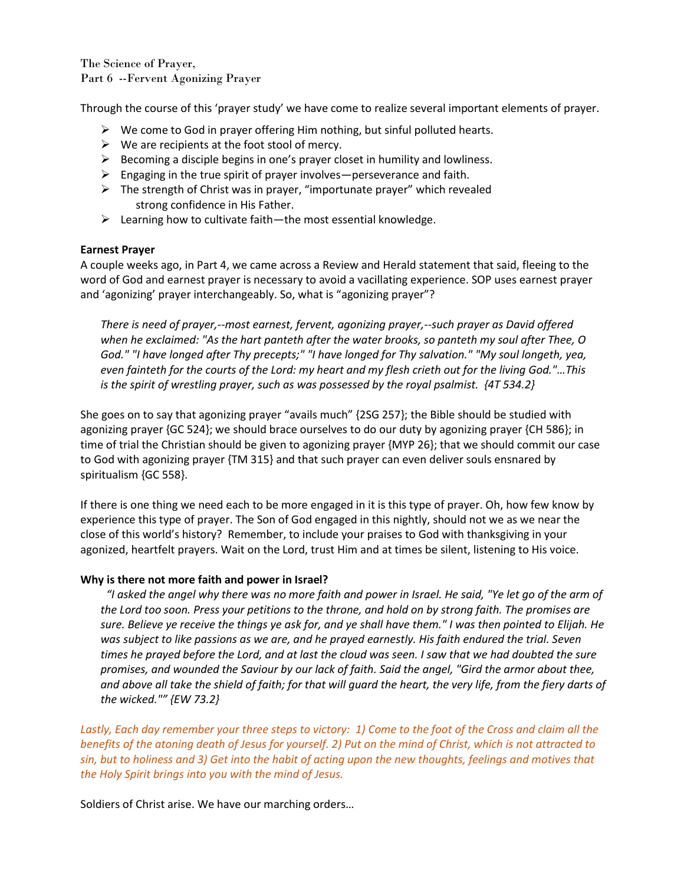The Science of Prayer,
Part 6 --Fervent Agonizing Prayer

Through the course of this 'prayer study' we have come to realize several important elements of prayer.

- We come to God in prayer offering Him nothing, but sinful polluted hearts.
- We are recipients at the foot stool of mercy.
- Becoming a disciple begins in one's prayer closet in humility and lowliness.
- Engaging in the true spirit of prayer involves—perseverance and faith.
- The strength of Christ was in prayer, "importunate prayer" which revealed strong confidence in His Father.
- Learning how to cultivate faith—the most essential knowledge.

**Earnest Prayer**

A couple weeks ago, in Part 4, we came across a Review and Herald statement that said, fleeing to the word of God and earnest prayer is necessary to avoid a vacillating experience. SOP uses earnest prayer and 'agonizing' prayer interchangeably. So, what is "agonizing prayer"?

> *There is need of prayer,--most earnest, fervent, agonizing prayer,--such prayer as David offered when he exclaimed: "As the hart panteth after the water brooks, so panteth my soul after Thee, O God." "I have longed after Thy precepts;" "I have longed for Thy salvation." "My soul longeth, yea, even fainteth for the courts of the Lord: my heart and my flesh crieth out for the living God."…This is the spirit of wrestling prayer, such as was possessed by the royal psalmist. {4T 534.2}*

She goes on to say that agonizing prayer "avails much" {2SG 257}; the Bible should be studied with agonizing prayer {GC 524}; we should brace ourselves to do our duty by agonizing prayer {CH 586}; in time of trial the Christian should be given to agonizing prayer {MYP 26}; that we should commit our case to God with agonizing prayer {TM 315} and that such prayer can even deliver souls ensnared by spiritualism {GC 558}.

If there is one thing we need each to be more engaged in it is this type of prayer. Oh, how few know by experience this type of prayer. The Son of God engaged in this nightly, should not we as we near the close of this world's history? Remember, to include your praises to God with thanksgiving in your agonized, heartfelt prayers. Wait on the Lord, trust Him and at times be silent, listening to His voice.

**Why is there not more faith and power in Israel?**

> *"I asked the angel why there was no more faith and power in Israel. He said, "Ye let go of the arm of the Lord too soon. Press your petitions to the throne, and hold on by strong faith. The promises are sure. Believe ye receive the things ye ask for, and ye shall have them." I was then pointed to Elijah. He was subject to like passions as we are, and he prayed earnestly. His faith endured the trial. Seven times he prayed before the Lord, and at last the cloud was seen. I saw that we had doubted the sure promises, and wounded the Saviour by our lack of faith. Said the angel, "Gird the armor about thee, and above all take the shield of faith; for that will guard the heart, the very life, from the fiery darts of the wicked."" {EW 73.2}*

*Lastly, Each day remember your three steps to victory: 1) Come to the foot of the Cross and claim all the benefits of the atoning death of Jesus for yourself. 2) Put on the mind of Christ, which is not attracted to sin, but to holiness and 3) Get into the habit of acting upon the new thoughts, feelings and motives that the Holy Spirit brings into you with the mind of Jesus.*

Soldiers of Christ arise. We have our marching orders…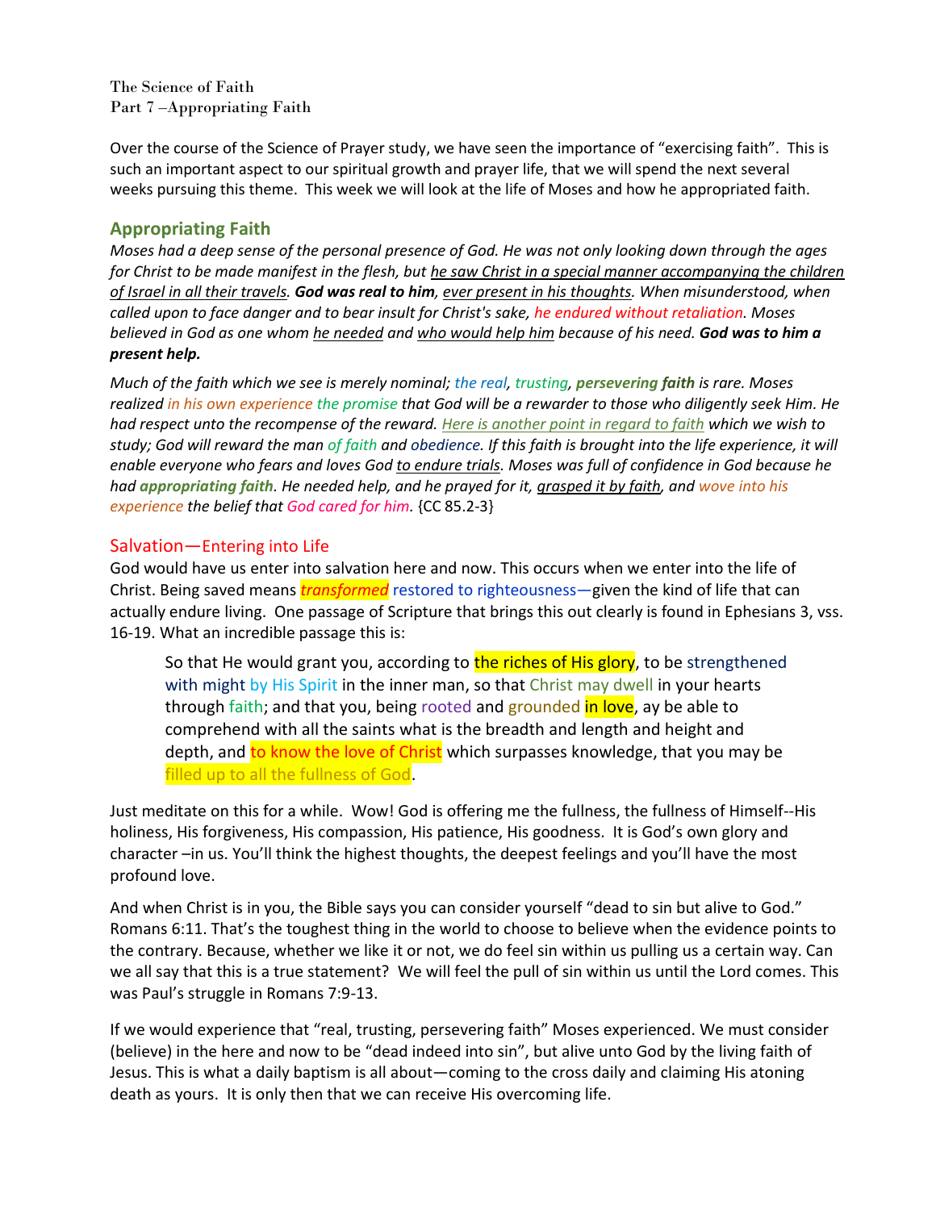The Science of Faith
Part 7 –Appropriating Faith

Over the course of the Science of Prayer study, we have seen the importance of "exercising faith". This is such an important aspect to our spiritual growth and prayer life, that we will spend the next several weeks pursuing this theme. This week we will look at the life of Moses and how he appropriated faith.

## Appropriating Faith

*Moses had a deep sense of the personal presence of God. He was not only looking down through the ages for Christ to be made manifest in the flesh, but he saw Christ in a special manner accompanying the children of Israel in all their travels.* ***God was real to him****, ever present in his thoughts. When misunderstood, when called upon to face danger and to bear insult for Christ's sake, he endured without retaliation. Moses believed in God as one whom he needed and who would help him because of his need.* ***God was to him a present help.***

*Much of the faith which we see is merely nominal; the real, trusting,* ***persevering faith*** *is rare. Moses realized in his own experience the promise that God will be a rewarder to those who diligently seek Him. He had respect unto the recompense of the reward. Here is another point in regard to faith which we wish to study; God will reward the man of faith and obedience. If this faith is brought into the life experience, it will enable everyone who fears and loves God to endure trials. Moses was full of confidence in God because he had* ***appropriating faith****. He needed help, and he prayed for it, grasped it by faith, and wove into his experience the belief that God cared for him.* {CC 85.2-3}

## Salvation—Entering into Life

God would have us enter into salvation here and now. This occurs when we enter into the life of Christ. Being saved means ***transformed*** restored to righteousness—given the kind of life that can actually endure living. One passage of Scripture that brings this out clearly is found in Ephesians 3, vss. 16-19. What an incredible passage this is:

> So that He would grant you, according to the riches of His glory, to be strengthened with might by His Spirit in the inner man, so that Christ may dwell in your hearts through faith; and that you, being rooted and grounded in love, ay be able to comprehend with all the saints what is the breadth and length and height and depth, and to know the love of Christ which surpasses knowledge, that you may be filled up to all the fullness of God.

Just meditate on this for a while. Wow! God is offering me the fullness, the fullness of Himself--His holiness, His forgiveness, His compassion, His patience, His goodness. It is God's own glory and character –in us. You'll think the highest thoughts, the deepest feelings and you'll have the most profound love.

And when Christ is in you, the Bible says you can consider yourself "dead to sin but alive to God." Romans 6:11. That's the toughest thing in the world to choose to believe when the evidence points to the contrary. Because, whether we like it or not, we do feel sin within us pulling us a certain way. Can we all say that this is a true statement? We will feel the pull of sin within us until the Lord comes. This was Paul's struggle in Romans 7:9-13.

If we would experience that "real, trusting, persevering faith" Moses experienced. We must consider (believe) in the here and now to be "dead indeed into sin", but alive unto God by the living faith of Jesus. This is what a daily baptism is all about—coming to the cross daily and claiming His atoning death as yours. It is only then that we can receive His overcoming life.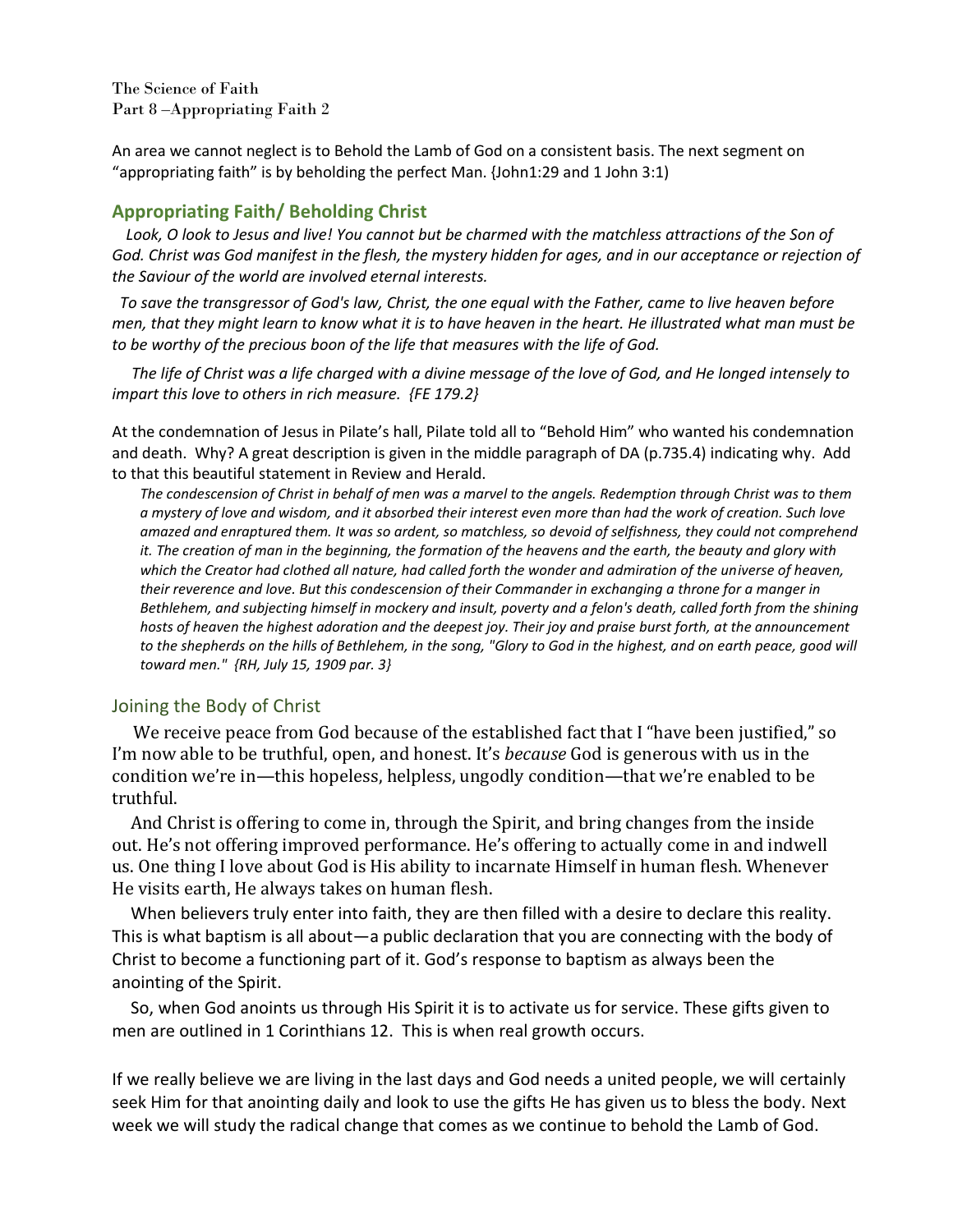The Science of Faith
Part 8 –Appropriating Faith 2

An area we cannot neglect is to Behold the Lamb of God on a consistent basis. The next segment on "appropriating faith" is by beholding the perfect Man. {John1:29 and 1 John 3:1)

## Appropriating Faith/ Beholding Christ

*Look, O look to Jesus and live! You cannot but be charmed with the matchless attractions of the Son of God. Christ was God manifest in the flesh, the mystery hidden for ages, and in our acceptance or rejection of the Saviour of the world are involved eternal interests.*

*To save the transgressor of God's law, Christ, the one equal with the Father, came to live heaven before men, that they might learn to know what it is to have heaven in the heart. He illustrated what man must be to be worthy of the precious boon of the life that measures with the life of God.*

*The life of Christ was a life charged with a divine message of the love of God, and He longed intensely to impart this love to others in rich measure. {FE 179.2}*

At the condemnation of Jesus in Pilate's hall, Pilate told all to "Behold Him" who wanted his condemnation and death. Why? A great description is given in the middle paragraph of DA (p.735.4) indicating why. Add to that this beautiful statement in Review and Herald.

> *The condescension of Christ in behalf of men was a marvel to the angels. Redemption through Christ was to them a mystery of love and wisdom, and it absorbed their interest even more than had the work of creation. Such love amazed and enraptured them. It was so ardent, so matchless, so devoid of selfishness, they could not comprehend it. The creation of man in the beginning, the formation of the heavens and the earth, the beauty and glory with which the Creator had clothed all nature, had called forth the wonder and admiration of the universe of heaven, their reverence and love. But this condescension of their Commander in exchanging a throne for a manger in Bethlehem, and subjecting himself in mockery and insult, poverty and a felon's death, called forth from the shining hosts of heaven the highest adoration and the deepest joy. Their joy and praise burst forth, at the announcement to the shepherds on the hills of Bethlehem, in the song, "Glory to God in the highest, and on earth peace, good will toward men." {RH, July 15, 1909 par. 3}*

## Joining the Body of Christ

We receive peace from God because of the established fact that I "have been justified," so I'm now able to be truthful, open, and honest. It's *because* God is generous with us in the condition we're in—this hopeless, helpless, ungodly condition—that we're enabled to be truthful.

And Christ is offering to come in, through the Spirit, and bring changes from the inside out. He's not offering improved performance. He's offering to actually come in and indwell us. One thing I love about God is His ability to incarnate Himself in human flesh. Whenever He visits earth, He always takes on human flesh.

When believers truly enter into faith, they are then filled with a desire to declare this reality. This is what baptism is all about—a public declaration that you are connecting with the body of Christ to become a functioning part of it. God's response to baptism as always been the anointing of the Spirit.

So, when God anoints us through His Spirit it is to activate us for service. These gifts given to men are outlined in 1 Corinthians 12. This is when real growth occurs.

If we really believe we are living in the last days and God needs a united people, we will certainly seek Him for that anointing daily and look to use the gifts He has given us to bless the body. Next week we will study the radical change that comes as we continue to behold the Lamb of God.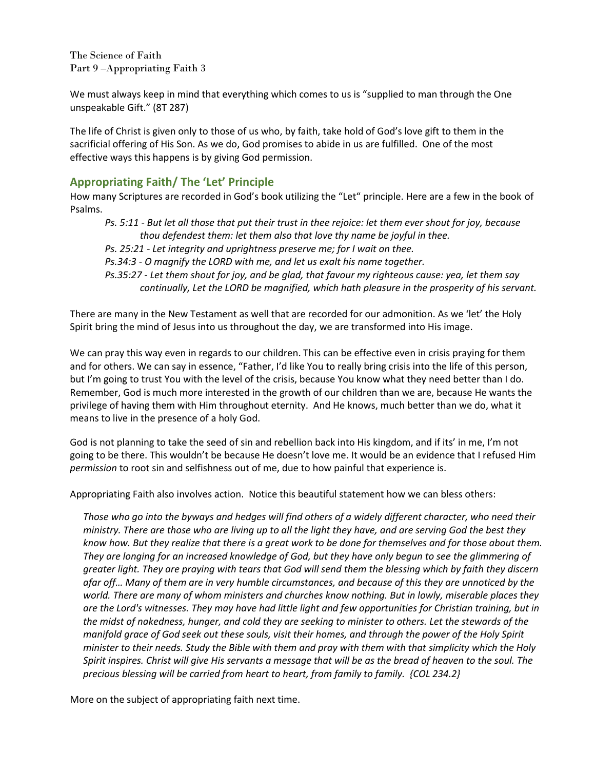The Science of Faith
Part 9 –Appropriating Faith 3

We must always keep in mind that everything which comes to us is "supplied to man through the One unspeakable Gift." (8T 287)

The life of Christ is given only to those of us who, by faith, take hold of God's love gift to them in the sacrificial offering of His Son. As we do, God promises to abide in us are fulfilled. One of the most effective ways this happens is by giving God permission.

## Appropriating Faith/ The 'Let' Principle

How many Scriptures are recorded in God's book utilizing the "Let" principle. Here are a few in the book of Psalms.

> *Ps. 5:11 - But let all those that put their trust in thee rejoice: let them ever shout for joy, because thou defendest them: let them also that love thy name be joyful in thee.*
>
> *Ps. 25:21 - Let integrity and uprightness preserve me; for I wait on thee.*
>
> *Ps.34:3 - O magnify the LORD with me, and let us exalt his name together.*
>
> *Ps.35:27 - Let them shout for joy, and be glad, that favour my righteous cause: yea, let them say continually, Let the LORD be magnified, which hath pleasure in the prosperity of his servant.*

There are many in the New Testament as well that are recorded for our admonition. As we 'let' the Holy Spirit bring the mind of Jesus into us throughout the day, we are transformed into His image.

We can pray this way even in regards to our children. This can be effective even in crisis praying for them and for others. We can say in essence, "Father, I'd like You to really bring crisis into the life of this person, but I'm going to trust You with the level of the crisis, because You know what they need better than I do. Remember, God is much more interested in the growth of our children than we are, because He wants the privilege of having them with Him throughout eternity. And He knows, much better than we do, what it means to live in the presence of a holy God.

God is not planning to take the seed of sin and rebellion back into His kingdom, and if its' in me, I'm not going to be there. This wouldn't be because He doesn't love me. It would be an evidence that I refused Him *permission* to root sin and selfishness out of me, due to how painful that experience is.

Appropriating Faith also involves action. Notice this beautiful statement how we can bless others:

> *Those who go into the byways and hedges will find others of a widely different character, who need their ministry. There are those who are living up to all the light they have, and are serving God the best they know how. But they realize that there is a great work to be done for themselves and for those about them. They are longing for an increased knowledge of God, but they have only begun to see the glimmering of greater light. They are praying with tears that God will send them the blessing which by faith they discern afar off… Many of them are in very humble circumstances, and because of this they are unnoticed by the world. There are many of whom ministers and churches know nothing. But in lowly, miserable places they are the Lord's witnesses. They may have had little light and few opportunities for Christian training, but in the midst of nakedness, hunger, and cold they are seeking to minister to others. Let the stewards of the manifold grace of God seek out these souls, visit their homes, and through the power of the Holy Spirit minister to their needs. Study the Bible with them and pray with them with that simplicity which the Holy Spirit inspires. Christ will give His servants a message that will be as the bread of heaven to the soul. The precious blessing will be carried from heart to heart, from family to family. {COL 234.2}*

More on the subject of appropriating faith next time.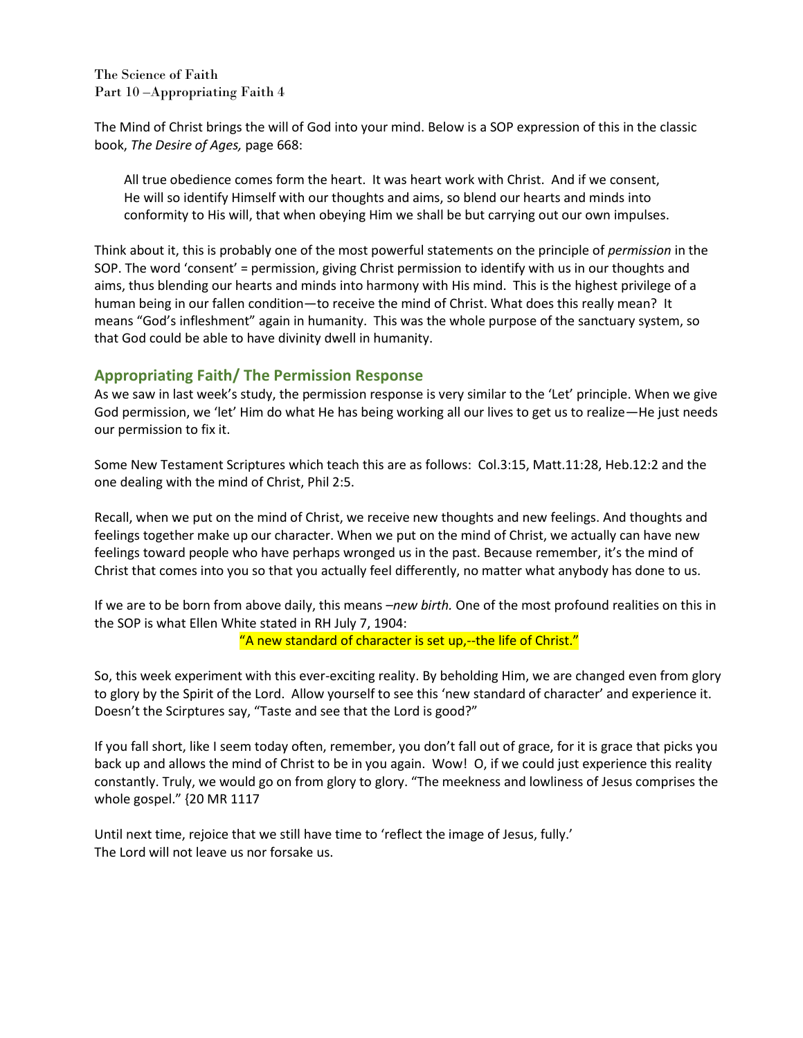The Science of Faith
Part 10 –Appropriating Faith 4

The Mind of Christ brings the will of God into your mind. Below is a SOP expression of this in the classic book, *The Desire of Ages,* page 668:

> All true obedience comes form the heart. It was heart work with Christ. And if we consent, He will so identify Himself with our thoughts and aims, so blend our hearts and minds into conformity to His will, that when obeying Him we shall be but carrying out our own impulses.

Think about it, this is probably one of the most powerful statements on the principle of *permission* in the SOP. The word 'consent' = permission, giving Christ permission to identify with us in our thoughts and aims, thus blending our hearts and minds into harmony with His mind. This is the highest privilege of a human being in our fallen condition—to receive the mind of Christ. What does this really mean? It means "God's infleshment" again in humanity. This was the whole purpose of the sanctuary system, so that God could be able to have divinity dwell in humanity.

## Appropriating Faith/ The Permission Response

As we saw in last week's study, the permission response is very similar to the 'Let' principle. When we give God permission, we 'let' Him do what He has being working all our lives to get us to realize—He just needs our permission to fix it.

Some New Testament Scriptures which teach this are as follows: Col.3:15, Matt.11:28, Heb.12:2 and the one dealing with the mind of Christ, Phil 2:5.

Recall, when we put on the mind of Christ, we receive new thoughts and new feelings. And thoughts and feelings together make up our character. When we put on the mind of Christ, we actually can have new feelings toward people who have perhaps wronged us in the past. Because remember, it's the mind of Christ that comes into you so that you actually feel differently, no matter what anybody has done to us.

If we are to be born from above daily, this means –*new birth.* One of the most profound realities on this in the SOP is what Ellen White stated in RH July 7, 1904:

"A new standard of character is set up,--the life of Christ."

So, this week experiment with this ever-exciting reality. By beholding Him, we are changed even from glory to glory by the Spirit of the Lord. Allow yourself to see this 'new standard of character' and experience it. Doesn't the Scirptures say, "Taste and see that the Lord is good?"

If you fall short, like I seem today often, remember, you don't fall out of grace, for it is grace that picks you back up and allows the mind of Christ to be in you again. Wow! O, if we could just experience this reality constantly. Truly, we would go on from glory to glory. "The meekness and lowliness of Jesus comprises the whole gospel." {20 MR 1117

Until next time, rejoice that we still have time to 'reflect the image of Jesus, fully.'
The Lord will not leave us nor forsake us.